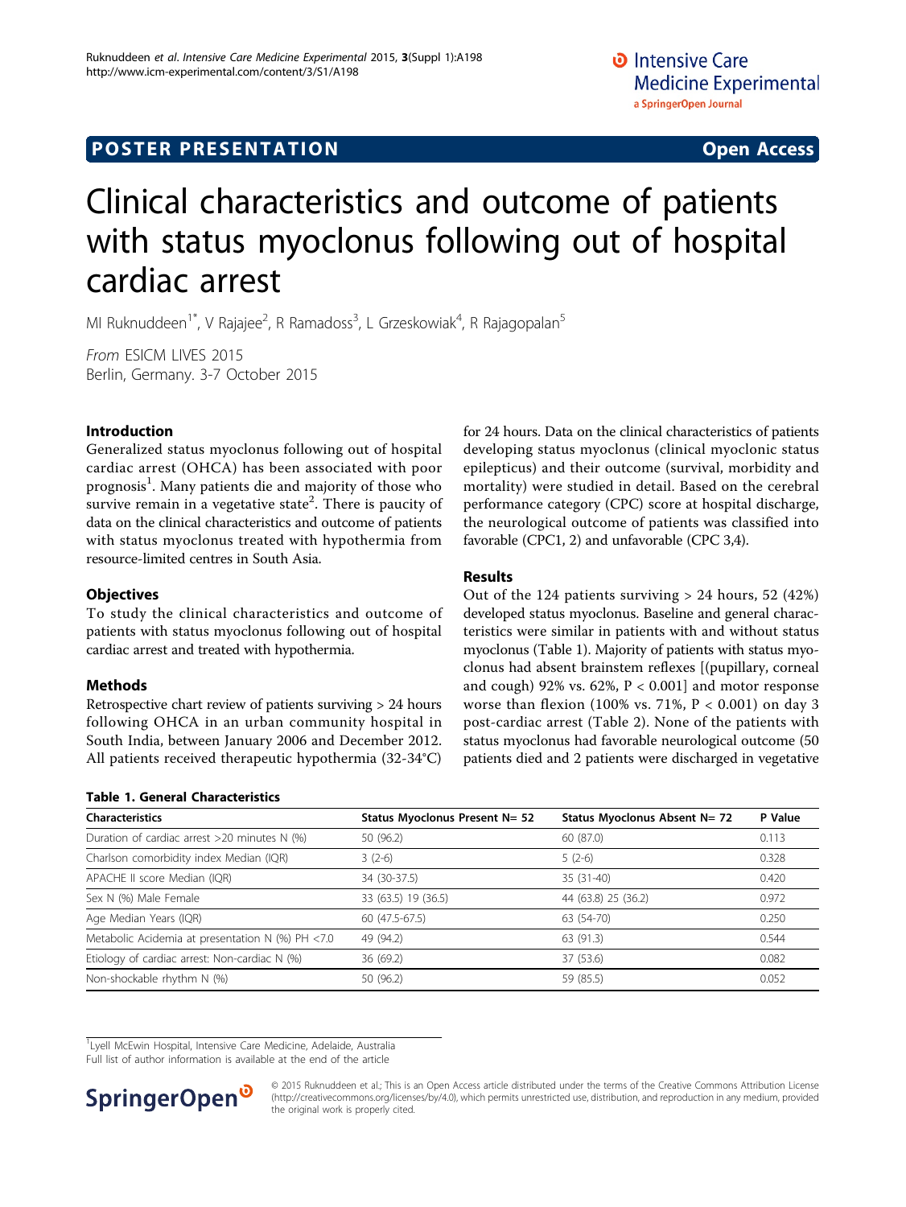POSTER PRESENTATION

Open Access

# Clinical characteristics and outcome of patients with status myoclonus following out of hospital cardiac arrest

MI Ruknuddeen[1*], V Rajajee[2], R Ramadoss[3], L Grzeskowiak[4], R Rajagopalan[5]

*From* ESICM LIVES 2015
Berlin, Germany. 3-7 October 2015

## Introduction

Generalized status myoclonus following out of hospital cardiac arrest (OHCA) has been associated with poor prognosis[1]. Many patients die and majority of those who survive remain in a vegetative state[2]. There is paucity of data on the clinical characteristics and outcome of patients with status myoclonus treated with hypothermia from resource-limited centres in South Asia.

## Objectives

To study the clinical characteristics and outcome of patients with status myoclonus following out of hospital cardiac arrest and treated with hypothermia.

## Methods

Retrospective chart review of patients surviving > 24 hours following OHCA in an urban community hospital in South India, between January 2006 and December 2012. All patients received therapeutic hypothermia (32-34°C) for 24 hours. Data on the clinical characteristics of patients developing status myoclonus (clinical myoclonic status epilepticus) and their outcome (survival, morbidity and mortality) were studied in detail. Based on the cerebral performance category (CPC) score at hospital discharge, the neurological outcome of patients was classified into favorable (CPC1, 2) and unfavorable (CPC 3,4).

## Results

Out of the 124 patients surviving > 24 hours, 52 (42%) developed status myoclonus. Baseline and general characteristics were similar in patients with and without status myoclonus (Table 1). Majority of patients with status myoclonus had absent brainstem reflexes [(pupillary, corneal and cough) 92% vs. 62%, $P < 0.001$] and motor response worse than flexion (100% vs. 71%, $P < 0.001$) on day 3 post-cardiac arrest (Table 2). None of the patients with status myoclonus had favorable neurological outcome (50 patients died and 2 patients were discharged in vegetative

**Table 1. General Characteristics**

| Characteristics | Status Myoclonus Present N= 52 | Status Myoclonus Absent N= 72 | P Value |
|---|---|---|---|
| Duration of cardiac arrest >20 minutes N (%) | 50 (96.2) | 60 (87.0) | 0.113 |
| Charlson comorbidity index Median (IQR) | 3 (2-6) | 5 (2-6) | 0.328 |
| APACHE II score Median (IQR) | 34 (30-37.5) | 35 (31-40) | 0.420 |
| Sex N (%) Male Female | 33 (63.5) 19 (36.5) | 44 (63.8) 25 (36.2) | 0.972 |
| Age Median Years (IQR) | 60 (47.5-67.5) | 63 (54-70) | 0.250 |
| Metabolic Acidemia at presentation N (%) PH <7.0 | 49 (94.2) | 63 (91.3) | 0.544 |
| Etiology of cardiac arrest: Non-cardiac N (%) | 36 (69.2) | 37 (53.6) | 0.082 |
| Non-shockable rhythm N (%) | 50 (96.2) | 59 (85.5) | 0.052 |

[1]Lyell McEwin Hospital, Intensive Care Medicine, Adelaide, Australia
Full list of author information is available at the end of the article

© 2015 Ruknuddeen et al.; This is an Open Access article distributed under the terms of the Creative Commons Attribution License (http://creativecommons.org/licenses/by/4.0), which permits unrestricted use, distribution, and reproduction in any medium, provided the original work is properly cited.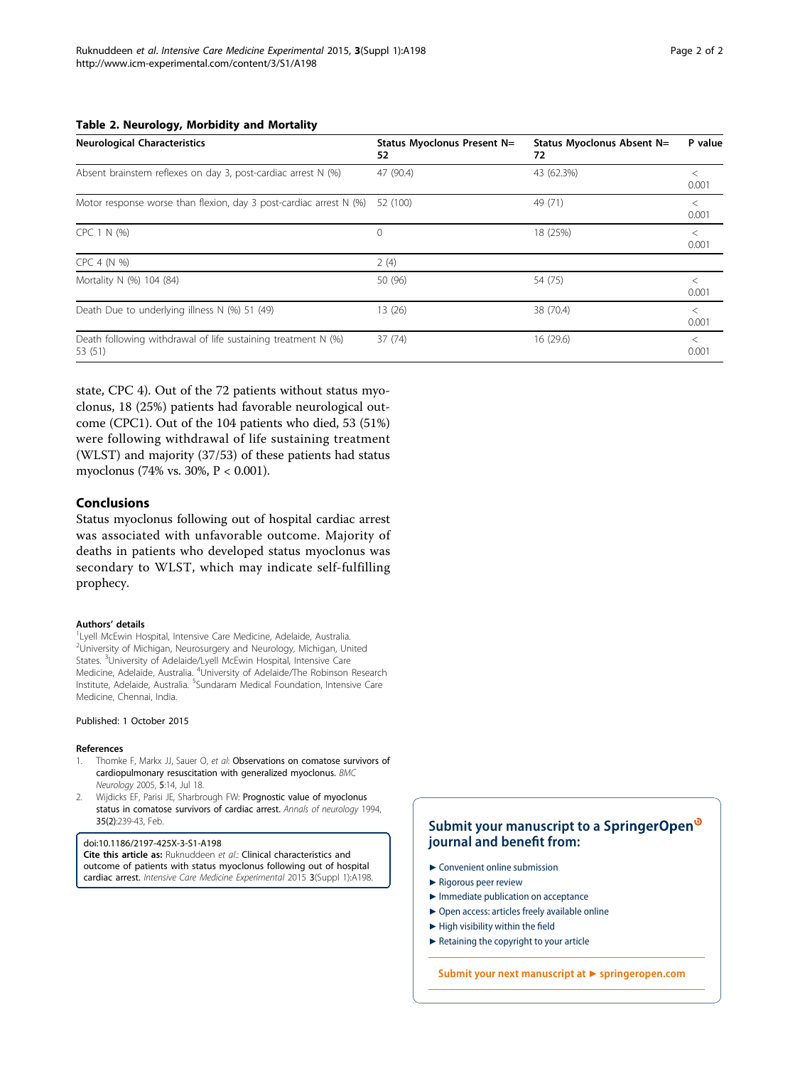**Table 2. Neurology, Morbidity and Mortality**

| Neurological Characteristics | Status Myoclonus Present N= 52 | Status Myoclonus Absent N= 72 | P value |
|---|---|---|---|
| Absent brainstem reflexes on day 3, post-cardiac arrest N (%) | 47 (90.4) | 43 (62.3%) | < 0.001 |
| Motor response worse than flexion, day 3 post-cardiac arrest N (%) | 52 (100) | 49 (71) | < 0.001 |
| CPC 1 N (%) | 0 | 18 (25%) | < 0.001 |
| CPC 4 (N %) | 2 (4) | | |
| Mortality N (%) 104 (84) | 50 (96) | 54 (75) | < 0.001 |
| Death Due to underlying illness N (%) 51 (49) | 13 (26) | 38 (70.4) | < 0.001 |
| Death following withdrawal of life sustaining treatment N (%) 53 (51) | 37 (74) | 16 (29.6) | < 0.001 |

state, CPC 4). Out of the 72 patients without status myoclonus, 18 (25%) patients had favorable neurological outcome (CPC1). Out of the 104 patients who died, 53 (51%) were following withdrawal of life sustaining treatment (WLST) and majority (37/53) of these patients had status myoclonus (74% vs. 30%, $P < 0.001$).

## Conclusions

Status myoclonus following out of hospital cardiac arrest was associated with unfavorable outcome. Majority of deaths in patients who developed status myoclonus was secondary to WLST, which may indicate self-fulfilling prophecy.

**Authors' details**

[1]Lyell McEwin Hospital, Intensive Care Medicine, Adelaide, Australia. [2]University of Michigan, Neurosurgery and Neurology, Michigan, United States. [3]University of Adelaide/Lyell McEwin Hospital, Intensive Care Medicine, Adelaide, Australia. [4]University of Adelaide/The Robinson Research Institute, Adelaide, Australia. [5]Sundaram Medical Foundation, Intensive Care Medicine, Chennai, India.

Published: 1 October 2015

**References**

1. Thomke F, Markx JJ, Sauer O, *et al*: **Observations on comatose survivors of cardiopulmonary resuscitation with generalized myoclonus.** *BMC Neurology* 2005, **5**:14, Jul 18.
2. Wijdicks EF, Parisi JE, Sharbrough FW: **Prognostic value of myoclonus status in comatose survivors of cardiac arrest.** *Annals of neurology* 1994, **35(2)**:239-43, Feb.

doi:10.1186/2197-425X-3-S1-A198
**Cite this article as:** Ruknuddeen *et al.*: Clinical characteristics and outcome of patients with status myoclonus following out of hospital cardiac arrest. *Intensive Care Medicine Experimental* 2015 **3**(Suppl 1):A198.

**Submit your manuscript to a SpringerOpen journal and benefit from:**

- ► Convenient online submission
- ► Rigorous peer review
- ► Immediate publication on acceptance
- ► Open access: articles freely available online
- ► High visibility within the field
- ► Retaining the copyright to your article

**Submit your next manuscript at ► springeropen.com**